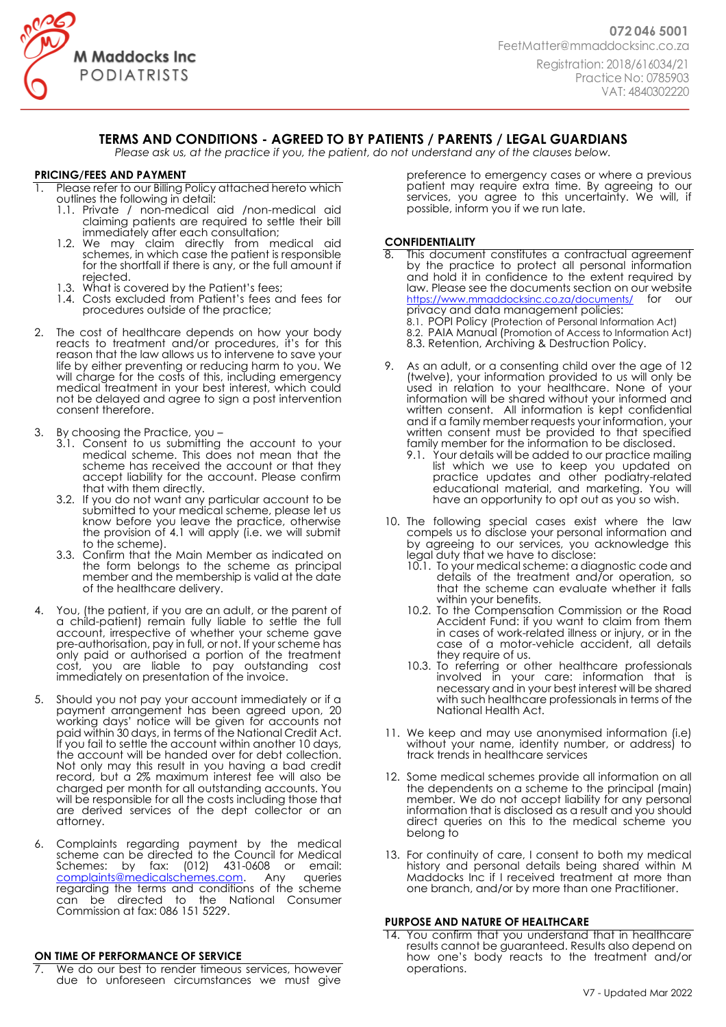M Maddocks Inc
PODIATRISTS

072 046 5001
FeetMatter@mmaddocksinc.co.za
Registration: 2018/616034/21
Practice No: 0785903
VAT: 4840302220

# TERMS AND CONDITIONS - AGREED TO BY PATIENTS / PARENTS / LEGAL GUARDIANS

*Please ask us, at the practice if you, the patient, do not understand any of the clauses below.*

## PRICING/FEES AND PAYMENT

1. Please refer to our Billing Policy attached hereto which outlines the following in detail:
   1.1. Private / non-medical aid /non-medical aid claiming patients are required to settle their bill immediately after each consultation;
   1.2. We may claim directly from medical aid schemes, in which case the patient is responsible for the shortfall if there is any, or the full amount if rejected.
   1.3. What is covered by the Patient's fees;
   1.4. Costs excluded from Patient's fees and fees for procedures outside of the practice;

2. The cost of healthcare depends on how your body reacts to treatment and/or procedures, it's for this reason that the law allows us to intervene to save your life by either preventing or reducing harm to you. We will charge for the costs of this, including emergency medical treatment in your best interest, which could not be delayed and agree to sign a post intervention consent therefore.

3. By choosing the Practice, you –
   3.1. Consent to us submitting the account to your medical scheme. This does not mean that the scheme has received the account or that they accept liability for the account. Please confirm that with them directly.
   3.2. If you do not want any particular account to be submitted to your medical scheme, please let us know before you leave the practice, otherwise the provision of 4.1 will apply (i.e. we will submit to the scheme).
   3.3. Confirm that the Main Member as indicated on the form belongs to the scheme as principal member and the membership is valid at the date of the healthcare delivery.

4. You, (the patient, if you are an adult, or the parent of a child-patient) remain fully liable to settle the full account, irrespective of whether your scheme gave pre-authorisation, pay in full, or not. If your scheme has only paid or authorised a portion of the treatment cost, you are liable to pay outstanding cost immediately on presentation of the invoice.

5. Should you not pay your account immediately or if a payment arrangement has been agreed upon, 20 working days' notice will be given for accounts not paid within 30 days, in terms of the National Credit Act. If you fail to settle the account within another 10 days, the account will be handed over for debt collection. Not only may this result in you having a bad credit record, but a 2% maximum interest fee will also be charged per month for all outstanding accounts. You will be responsible for all the costs including those that are derived services of the dept collector or an attorney.

6. Complaints regarding payment by the medical scheme can be directed to the Council for Medical Schemes: by fax: (012) 431-0608 or email: complaints@medicalschemes.com. Any queries regarding the terms and conditions of the scheme can be directed to the National Consumer Commission at fax: 086 151 5229.

## ON TIME OF PERFORMANCE OF SERVICE

7. We do our best to render timeous services, however due to unforeseen circumstances we must give preference to emergency cases or where a previous patient may require extra time. By agreeing to our services, you agree to this uncertainty. We will, if possible, inform you if we run late.

## CONFIDENTIALITY

8. This document constitutes a contractual agreement by the practice to protect all personal information and hold it in confidence to the extent required by law. Please see the documents section on our website https://www.mmaddocksinc.co.za/documents/ for our privacy and data management policies:
   8.1. POPI Policy (Protection of Personal Information Act)
   8.2. PAIA Manual (Promotion of Access to Information Act)
   8.3. Retention, Archiving & Destruction Policy.

9. As an adult, or a consenting child over the age of 12 (twelve), your information provided to us will only be used in relation to your healthcare. None of your information will be shared without your informed and written consent. All information is kept confidential and if a family member requests your information, your written consent must be provided to that specified family member for the information to be disclosed.
   9.1. Your details will be added to our practice mailing list which we use to keep you updated on practice updates and other podiatry-related educational material, and marketing. You will have an opportunity to opt out as you so wish.

10. The following special cases exist where the law compels us to disclose your personal information and by agreeing to our services, you acknowledge this legal duty that we have to disclose:
    10.1. To your medical scheme: a diagnostic code and details of the treatment and/or operation, so that the scheme can evaluate whether it falls within your benefits.
    10.2. To the Compensation Commission or the Road Accident Fund: if you want to claim from them in cases of work-related illness or injury, or in the case of a motor-vehicle accident, all details they require of us.
    10.3. To referring or other healthcare professionals involved in your care: information that is necessary and in your best interest will be shared with such healthcare professionals in terms of the National Health Act.

11. We keep and may use anonymised information (i.e) without your name, identity number, or address) to track trends in healthcare services

12. Some medical schemes provide all information on all the dependents on a scheme to the principal (main) member. We do not accept liability for any personal information that is disclosed as a result and you should direct queries on this to the medical scheme you belong to

13. For continuity of care, I consent to both my medical history and personal details being shared within M Maddocks Inc if I received treatment at more than one branch, and/or by more than one Practitioner.

## PURPOSE AND NATURE OF HEALTHCARE

14. You confirm that you understand that in healthcare results cannot be guaranteed. Results also depend on how one's body reacts to the treatment and/or operations.

V7 - Updated Mar 2022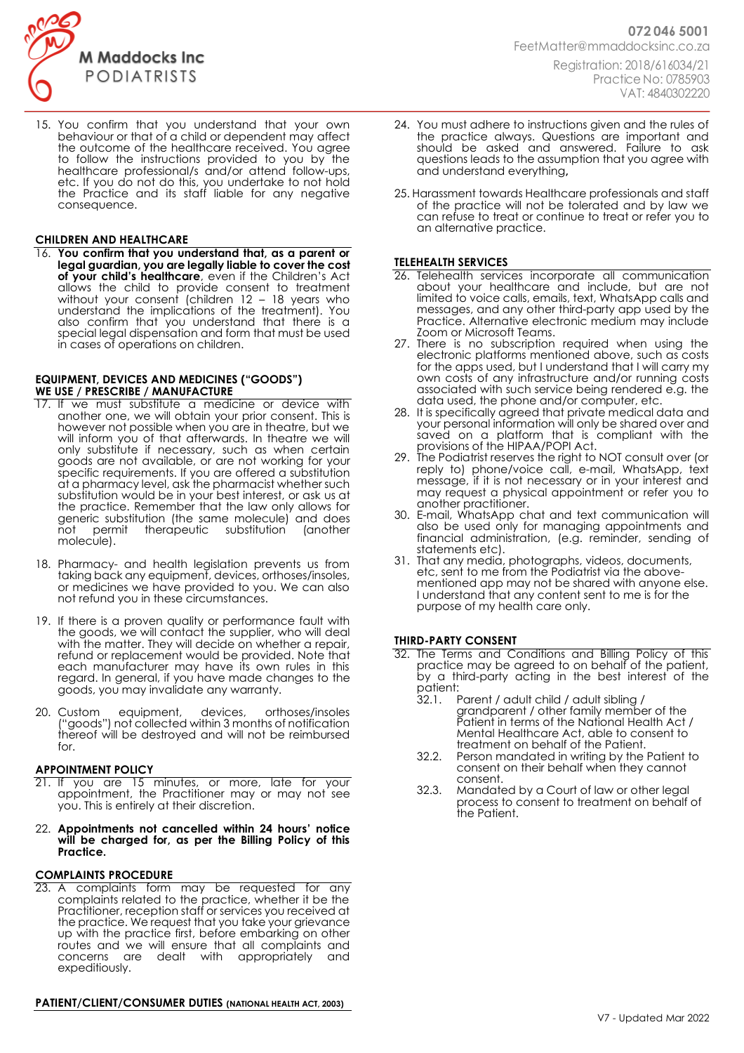15. You confirm that you understand that your own behaviour or that of a child or dependent may affect the outcome of the healthcare received. You agree to follow the instructions provided to you by the healthcare professional/s and/or attend follow-ups, etc. If you do not do this, you undertake to not hold the Practice and its staff liable for any negative consequence.

## CHILDREN AND HEALTHCARE

16. **You confirm that you understand that, as a parent or legal guardian, you are legally liable to cover the cost of your child's healthcare**, even if the Children's Act allows the child to provide consent to treatment without your consent (children 12 – 18 years who understand the implications of the treatment). You also confirm that you understand that there is a special legal dispensation and form that must be used in cases of operations on children.

## EQUIPMENT, DEVICES AND MEDICINES ("GOODS") WE USE / PRESCRIBE / MANUFACTURE

17. If we must substitute a medicine or device with another one, we will obtain your prior consent. This is however not possible when you are in theatre, but we will inform you of that afterwards. In theatre we will only substitute if necessary, such as when certain goods are not available, or are not working for your specific requirements. If you are offered a substitution at a pharmacy level, ask the pharmacist whether such substitution would be in your best interest, or ask us at the practice. Remember that the law only allows for generic substitution (the same molecule) and does not permit therapeutic substitution (another molecule).

18. Pharmacy- and health legislation prevents us from taking back any equipment, devices, orthoses/insoles, or medicines we have provided to you. We can also not refund you in these circumstances.

19. If there is a proven quality or performance fault with the goods, we will contact the supplier, who will deal with the matter. They will decide on whether a repair, refund or replacement would be provided. Note that each manufacturer may have its own rules in this regard. In general, if you have made changes to the goods, you may invalidate any warranty.

20. Custom equipment, devices, orthoses/insoles ("goods") not collected within 3 months of notification thereof will be destroyed and will not be reimbursed for.

## APPOINTMENT POLICY

21. If you are 15 minutes, or more, late for your appointment, the Practitioner may or may not see you. This is entirely at their discretion.

22. **Appointments not cancelled within 24 hours' notice will be charged for, as per the Billing Policy of this Practice.**

## COMPLAINTS PROCEDURE

23. A complaints form may be requested for any complaints related to the practice, whether it be the Practitioner, reception staff or services you received at the practice. We request that you take your grievance up with the practice first, before embarking on other routes and we will ensure that all complaints and concerns are dealt with appropriately and expeditiously.

## PATIENT/CLIENT/CONSUMER DUTIES (NATIONAL HEALTH ACT, 2003)

24. You must adhere to instructions given and the rules of the practice always. Questions are important and should be asked and answered. Failure to ask questions leads to the assumption that you agree with and understand everything**,**

25. Harassment towards Healthcare professionals and staff of the practice will not be tolerated and by law we can refuse to treat or continue to treat or refer you to an alternative practice.

## TELEHEALTH SERVICES

26. Telehealth services incorporate all communication about your healthcare and include, but are not limited to voice calls, emails, text, WhatsApp calls and messages, and any other third-party app used by the Practice. Alternative electronic medium may include Zoom or Microsoft Teams.
27. There is no subscription required when using the electronic platforms mentioned above, such as costs for the apps used, but I understand that I will carry my own costs of any infrastructure and/or running costs associated with such service being rendered e.g. the data used, the phone and/or computer, etc.
28. It is specifically agreed that private medical data and your personal information will only be shared over and saved on a platform that is compliant with the provisions of the HIPAA/POPI Act.
29. The Podiatrist reserves the right to NOT consult over (or reply to) phone/voice call, e-mail, WhatsApp, text message, if it is not necessary or in your interest and may request a physical appointment or refer you to another practitioner.
30. E-mail, WhatsApp chat and text communication will also be used only for managing appointments and financial administration, (e.g. reminder, sending of statements etc).
31. That any media, photographs, videos, documents, etc, sent to me from the Podiatrist via the above-mentioned app may not be shared with anyone else. I understand that any content sent to me is for the purpose of my health care only.

## THIRD-PARTY CONSENT

32. The Terms and Conditions and Billing Policy of this practice may be agreed to on behalf of the patient, by a third-party acting in the best interest of the patient:
    - 32.1. Parent / adult child / adult sibling / grandparent / other family member of the Patient in terms of the National Health Act / Mental Healthcare Act, able to consent to treatment on behalf of the Patient.
    - 32.2. Person mandated in writing by the Patient to consent on their behalf when they cannot consent.
    - 32.3. Mandated by a Court of law or other legal process to consent to treatment on behalf of the Patient.